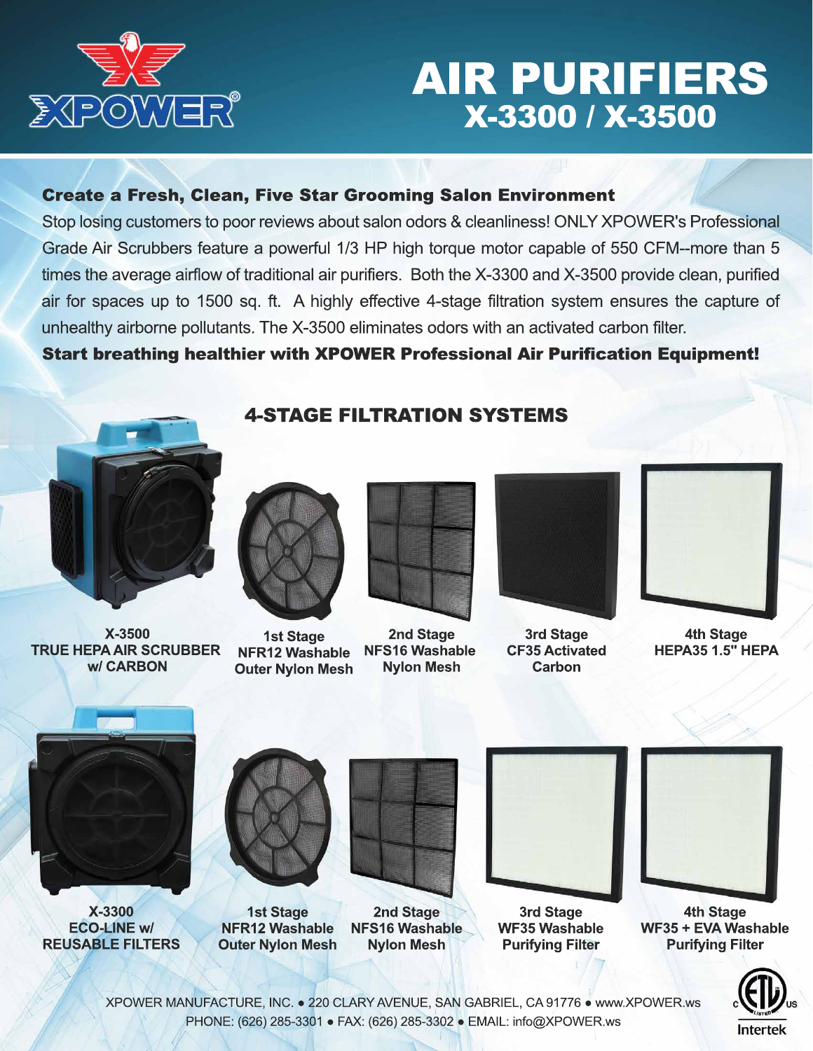# AIR PURIFIERS
## X-3300 / X-3500

### Create a Fresh, Clean, Five Star Grooming Salon Environment

Stop losing customers to poor reviews about salon odors & cleanliness! ONLY XPOWER's Professional Grade Air Scrubbers feature a powerful 1/3 HP high torque motor capable of 550 CFM--more than 5 times the average airflow of traditional air purifiers. Both the X-3300 and X-3500 provide clean, purified air for spaces up to 1500 sq. ft. A highly effective 4-stage filtration system ensures the capture of unhealthy airborne pollutants. The X-3500 eliminates odors with an activated carbon filter.

**Start breathing healthier with XPOWER Professional Air Purification Equipment!**

## 4-STAGE FILTRATION SYSTEMS

| Model | 1st Stage | 2nd Stage | 3rd Stage | 4th Stage |
|---|---|---|---|---|
| X-3500 TRUE HEPA AIR SCRUBBER w/ CARBON | NFR12 Washable Outer Nylon Mesh | NFS16 Washable Nylon Mesh | CF35 Activated Carbon | HEPA35 1.5" HEPA |
| X-3300 ECO-LINE w/ REUSABLE FILTERS | NFR12 Washable Outer Nylon Mesh | NFS16 Washable Nylon Mesh | WF35 Washable Purifying Filter | WF35 + EVA Washable Purifying Filter |

XPOWER MANUFACTURE, INC. • 220 CLARY AVENUE, SAN GABRIEL, CA 91776 • www.XPOWER.ws
PHONE: (626) 285-3301 • FAX: (626) 285-3302 • EMAIL: info@XPOWER.ws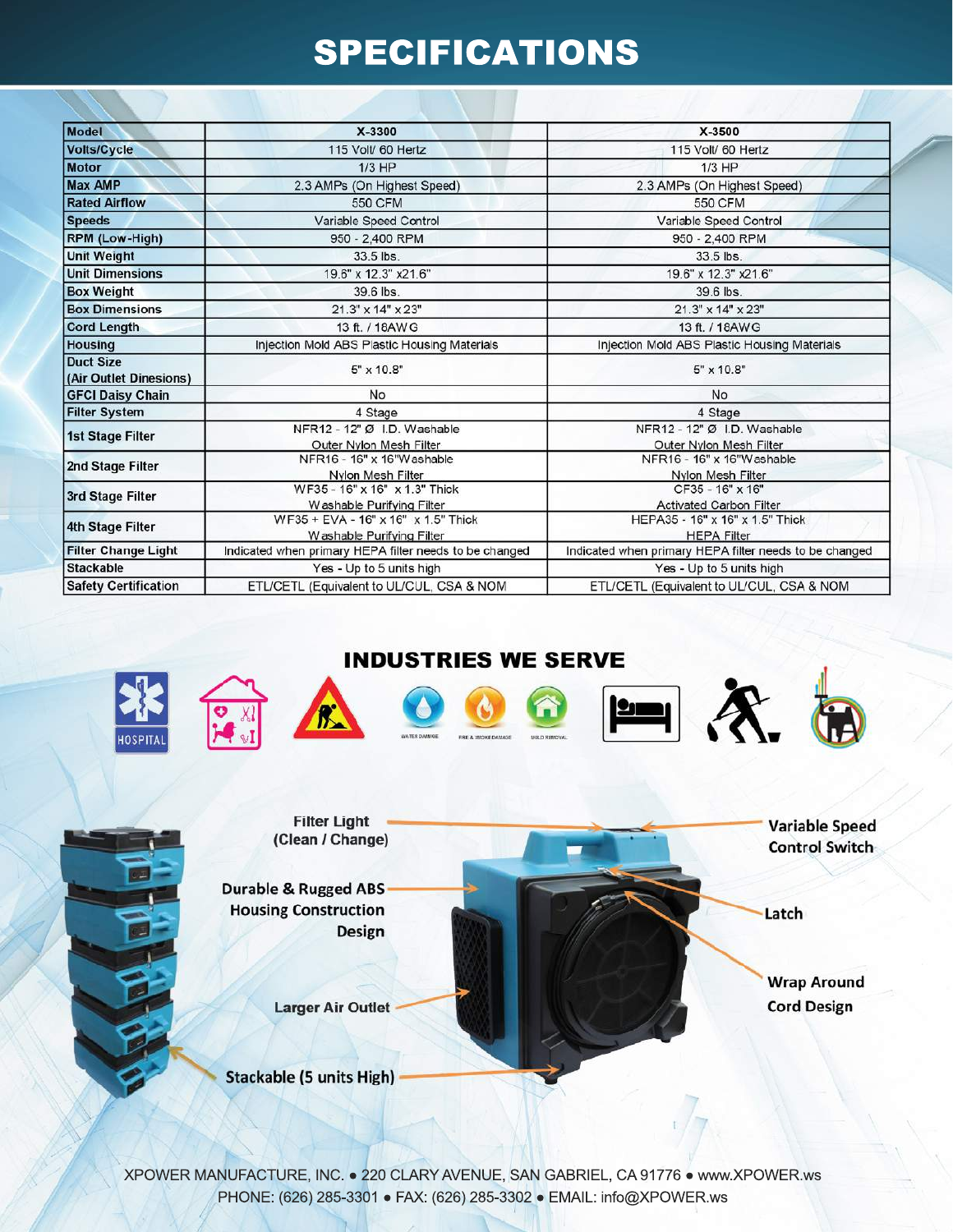# SPECIFICATIONS

| Model | X-3300 | X-3500 |
|---|---|---|
| Volts/Cycle | 115 Volt/ 60 Hertz | 115 Volt/ 60 Hertz |
| Motor | 1/3 HP | 1/3 HP |
| Max AMP | 2.3 AMPs (On Highest Speed) | 2.3 AMPs (On Highest Speed) |
| Rated Airflow | 550 CFM | 550 CFM |
| Speeds | Variable Speed Control | Variable Speed Control |
| RPM (Low-High) | 950 - 2,400 RPM | 950 - 2,400 RPM |
| Unit Weight | 33.5 lbs. | 33.5 lbs. |
| Unit Dimensions | 19.6" x 12.3" x21.6" | 19.6" x 12.3" x21.6" |
| Box Weight | 39.6 lbs. | 39.6 lbs. |
| Box Dimensions | 21.3" x 14" x 23" | 21.3" x 14" x 23" |
| Cord Length | 13 ft. / 16AWG | 13 ft. / 16AWG |
| Housing | Injection Mold ABS Plastic Housing Materials | Injection Mold ABS Plastic Housing Materials |
| Duct Size (Air Outlet Dinesions) | 5" x 10.8" | 5" x 10.8" |
| GFCI Daisy Chain | No | No |
| Filter System | 4 Stage | 4 Stage |
| 1st Stage Filter | NFR12 - 12" Ø I.D. Washable Outer Nylon Mesh Filter | NFR12 - 12" Ø I.D. Washable Outer Nylon Mesh Filter |
| 2nd Stage Filter | NFR16 - 16" x 16"Washable Nylon Mesh Filter | NFR16 - 16" x 16"Washable Nylon Mesh Filter |
| 3rd Stage Filter | WF35 - 16" x 16" x 1.3" Thick Washable Purifying Filter | CF35 - 16" x 16" Activated Carbon Filter |
| 4th Stage Filter | WF35 + EVA - 16" x 16" x 1.5" Thick Washable Purifying Filter | HEPA35 - 16" x 16" x 1.5" Thick HEPA Filter |
| Filter Change Light | Indicated when primary HEPA filter needs to be changed | Indicated when primary HEPA filter needs to be changed |
| Stackable | Yes - Up to 5 units high | Yes - Up to 5 units high |
| Safety Certification | ETL/CETL (Equivalent to UL/CUL, CSA & NOM | ETL/CETL (Equivalent to UL/CUL, CSA & NOM |

## INDUSTRIES WE SERVE

HOSPITAL

WATER DAMAGE

FIRE & SMOKE DAMAGE

MOLD REMOVAL

Filter Light (Clean / Change)

Variable Speed Control Switch

Durable & Rugged ABS Housing Construction Design

Latch

Wrap Around Cord Design

Larger Air Outlet

Stackable (5 units High)

XPOWER MANUFACTURE, INC. • 220 CLARY AVENUE, SAN GABRIEL, CA 91776 • www.XPOWER.ws
PHONE: (626) 285-3301 • FAX: (626) 285-3302 • EMAIL: info@XPOWER.ws